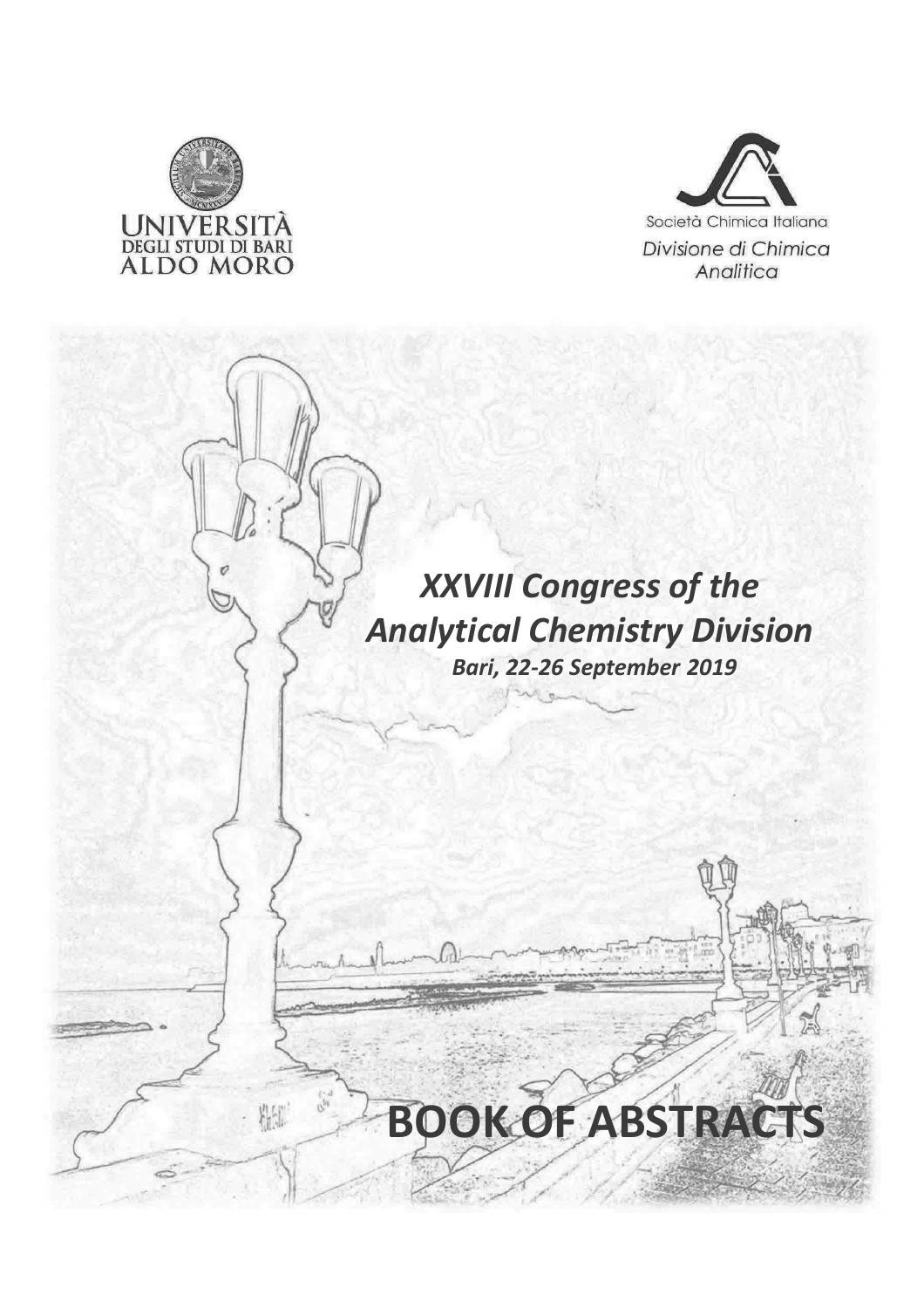UNIVERSITÀ
DEGLI STUDI DI BARI
ALDO MORO

Società Chimica Italiana
*Divisione di Chimica Analitica*

# *XXVIII Congress of the Analytical Chemistry Division*

***Bari, 22-26 September 2019***

# BOOK OF ABSTRACTS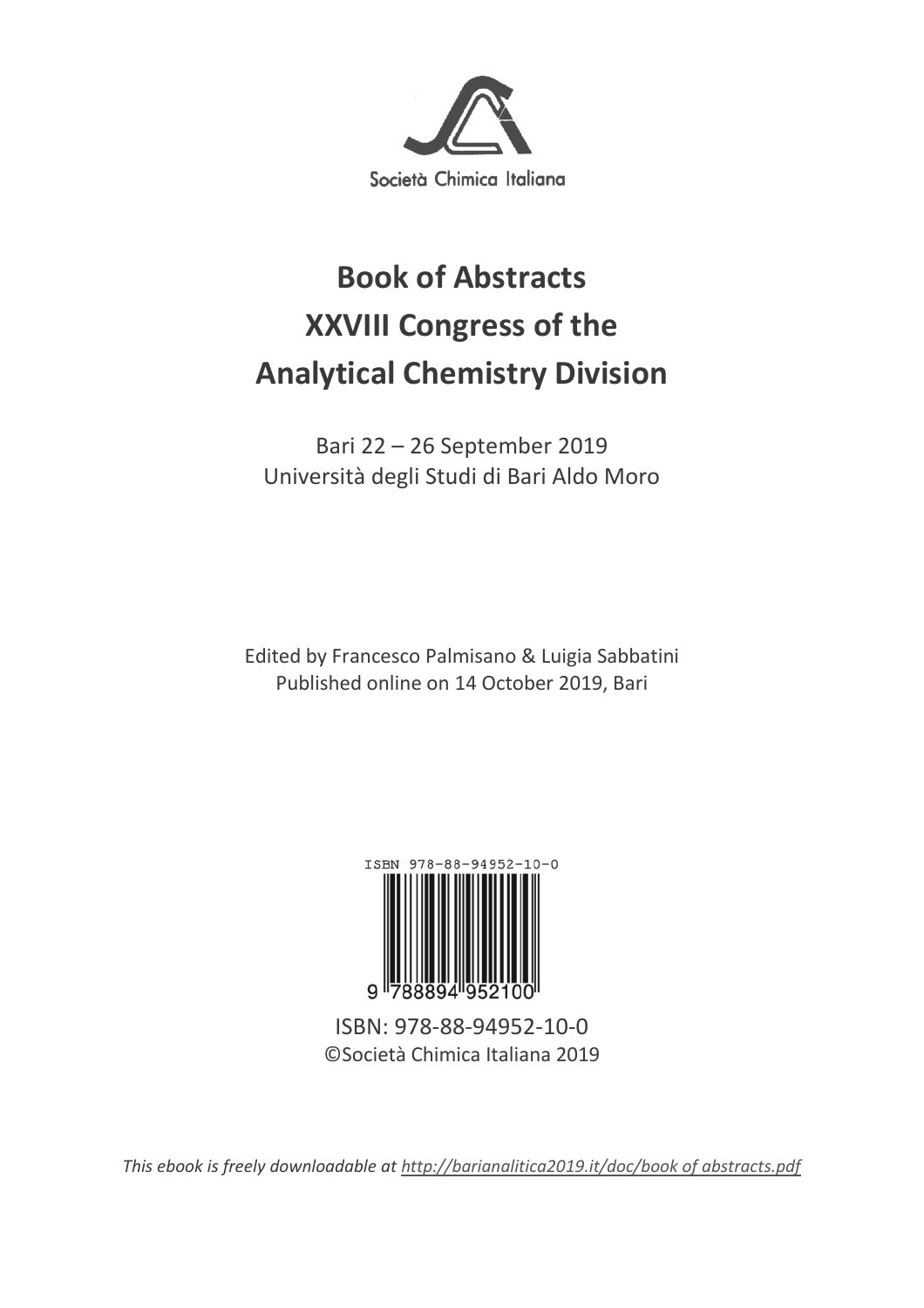Società Chimica Italiana

# Book of Abstracts
# XXVIII Congress of the
# Analytical Chemistry Division

Bari 22 – 26 September 2019
Università degli Studi di Bari Aldo Moro

Edited by Francesco Palmisano & Luigia Sabbatini
Published online on 14 October 2019, Bari

ISBN 978-88-94952-10-0

9 788894 952100

ISBN: 978-88-94952-10-0
©Società Chimica Italiana 2019

*This ebook is freely downloadable at [http://barianalitica2019.it/doc/book of abstracts.pdf](http://barianalitica2019.it/doc/book of abstracts.pdf)*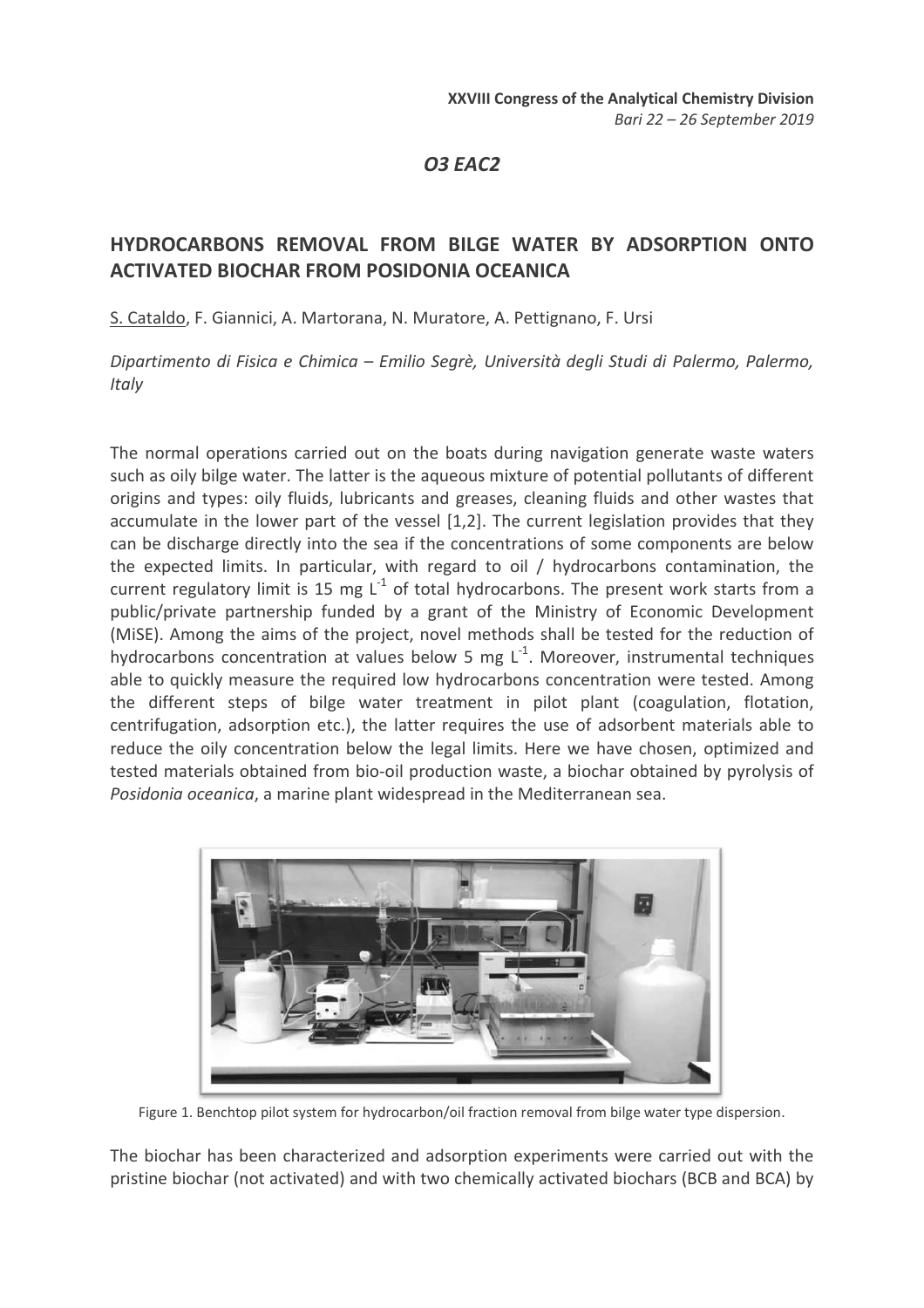*O3 EAC2*

## HYDROCARBONS REMOVAL FROM BILGE WATER BY ADSORPTION ONTO ACTIVATED BIOCHAR FROM POSIDONIA OCEANICA

S. Cataldo, F. Giannici, A. Martorana, N. Muratore, A. Pettignano, F. Ursi

*Dipartimento di Fisica e Chimica – Emilio Segrè, Università degli Studi di Palermo, Palermo, Italy*

The normal operations carried out on the boats during navigation generate waste waters such as oily bilge water. The latter is the aqueous mixture of potential pollutants of different origins and types: oily fluids, lubricants and greases, cleaning fluids and other wastes that accumulate in the lower part of the vessel [1,2]. The current legislation provides that they can be discharge directly into the sea if the concentrations of some components are below the expected limits. In particular, with regard to oil / hydrocarbons contamination, the current regulatory limit is 15 mg $L^{-1}$ of total hydrocarbons. The present work starts from a public/private partnership funded by a grant of the Ministry of Economic Development (MiSE). Among the aims of the project, novel methods shall be tested for the reduction of hydrocarbons concentration at values below 5 mg $L^{-1}$. Moreover, instrumental techniques able to quickly measure the required low hydrocarbons concentration were tested. Among the different steps of bilge water treatment in pilot plant (coagulation, flotation, centrifugation, adsorption etc.), the latter requires the use of adsorbent materials able to reduce the oily concentration below the legal limits. Here we have chosen, optimized and tested materials obtained from bio-oil production waste, a biochar obtained by pyrolysis of *Posidonia oceanica*, a marine plant widespread in the Mediterranean sea.

Figure 1. Benchtop pilot system for hydrocarbon/oil fraction removal from bilge water type dispersion.

The biochar has been characterized and adsorption experiments were carried out with the pristine biochar (not activated) and with two chemically activated biochars (BCB and BCA) by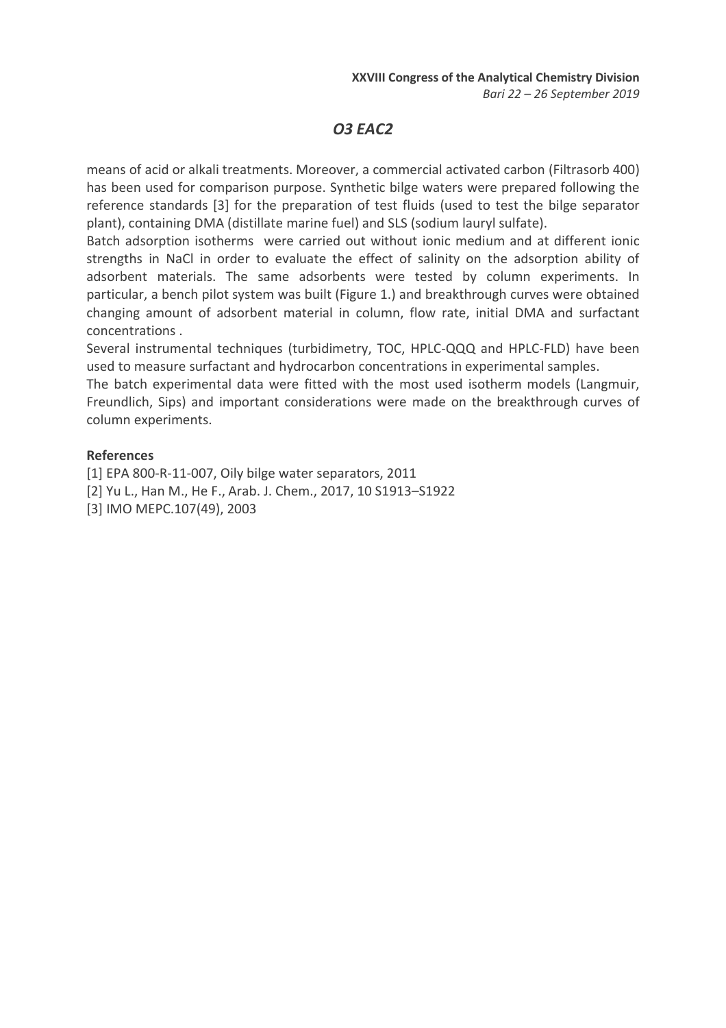## O3 EAC2

means of acid or alkali treatments. Moreover, a commercial activated carbon (Filtrasorb 400) has been used for comparison purpose. Synthetic bilge waters were prepared following the reference standards [3] for the preparation of test fluids (used to test the bilge separator plant), containing DMA (distillate marine fuel) and SLS (sodium lauryl sulfate).

Batch adsorption isotherms were carried out without ionic medium and at different ionic strengths in NaCl in order to evaluate the effect of salinity on the adsorption ability of adsorbent materials. The same adsorbents were tested by column experiments. In particular, a bench pilot system was built (Figure 1.) and breakthrough curves were obtained changing amount of adsorbent material in column, flow rate, initial DMA and surfactant concentrations .

Several instrumental techniques (turbidimetry, TOC, HPLC-QQQ and HPLC-FLD) have been used to measure surfactant and hydrocarbon concentrations in experimental samples.

The batch experimental data were fitted with the most used isotherm models (Langmuir, Freundlich, Sips) and important considerations were made on the breakthrough curves of column experiments.

**References**

[1] EPA 800-R-11-007, Oily bilge water separators, 2011

[2] Yu L., Han M., He F., Arab. J. Chem., 2017, 10 S1913–S1922

[3] IMO MEPC.107(49), 2003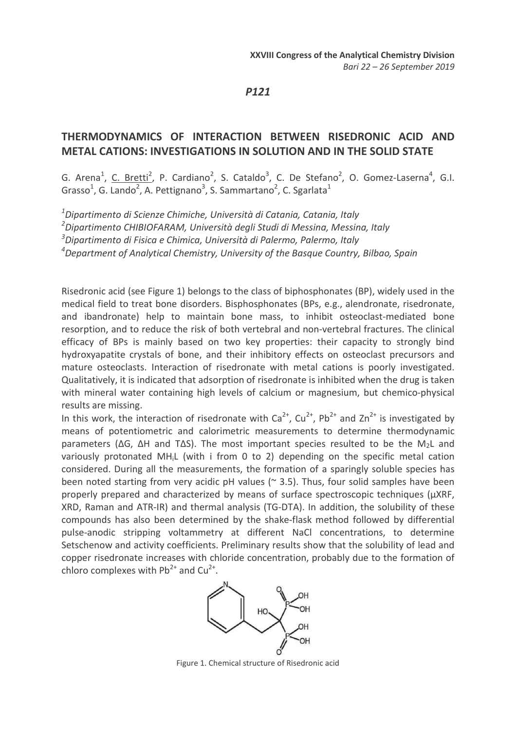*P121*

## THERMODYNAMICS OF INTERACTION BETWEEN RISEDRONIC ACID AND METAL CATIONS: INVESTIGATIONS IN SOLUTION AND IN THE SOLID STATE

G. Arena[1], C. Bretti[2], P. Cardiano[2], S. Cataldo[3], C. De Stefano[2], O. Gomez-Laserna[4], G.I. Grasso[1], G. Lando[2], A. Pettignano[3], S. Sammartano[2], C. Sgarlata[1]

*[1]Dipartimento di Scienze Chimiche, Università di Catania, Catania, Italy*
*[2]Dipartimento CHIBIOFARAM, Università degli Studi di Messina, Messina, Italy*
*[3]Dipartimento di Fisica e Chimica, Università di Palermo, Palermo, Italy*
*[4]Department of Analytical Chemistry, University of the Basque Country, Bilbao, Spain*

Risedronic acid (see Figure 1) belongs to the class of biphosphonates (BP), widely used in the medical field to treat bone disorders. Bisphosphonates (BPs, e.g., alendronate, risedronate, and ibandronate) help to maintain bone mass, to inhibit osteoclast-mediated bone resorption, and to reduce the risk of both vertebral and non-vertebral fractures. The clinical efficacy of BPs is mainly based on two key properties: their capacity to strongly bind hydroxyapatite crystals of bone, and their inhibitory effects on osteoclast precursors and mature osteoclasts. Interaction of risedronate with metal cations is poorly investigated. Qualitatively, it is indicated that adsorption of risedronate is inhibited when the drug is taken with mineral water containing high levels of calcium or magnesium, but chemico-physical results are missing.

In this work, the interaction of risedronate with $Ca^{2+}$, $Cu^{2+}$, $Pb^{2+}$ and $Zn^{2+}$ is investigated by means of potentiometric and calorimetric measurements to determine thermodynamic parameters ($\Delta G$, $\Delta H$ and $T\Delta S$). The most important species resulted to be the $M_2L$ and variously protonated $MH_iL$ (with i from 0 to 2) depending on the specific metal cation considered. During all the measurements, the formation of a sparingly soluble species has been noted starting from very acidic pH values (~ 3.5). Thus, four solid samples have been properly prepared and characterized by means of surface spectroscopic techniques (µXRF, XRD, Raman and ATR-IR) and thermal analysis (TG-DTA). In addition, the solubility of these compounds has also been determined by the shake-flask method followed by differential pulse-anodic stripping voltammetry at different NaCl concentrations, to determine Setschenow and activity coefficients. Preliminary results show that the solubility of lead and copper risedronate increases with chloride concentration, probably due to the formation of chloro complexes with $Pb^{2+}$ and $Cu^{2+}$.

N
HO
O
P
OH
OH
OH
P
OH
O

Figure 1. Chemical structure of Risedronic acid